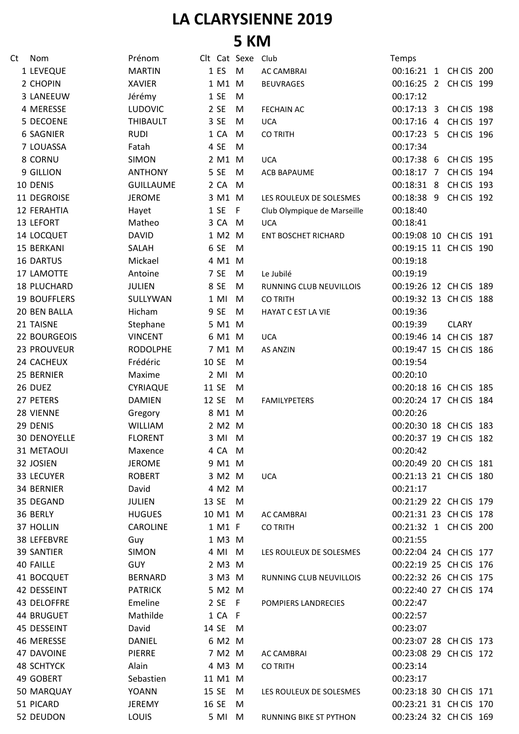# LA CLARYSIENNE 2019

## 5 KM

| Ct | Nom | Prénom | Clt | Cat | Sexe | Club | Temps | | | |
|---|---|---|---|---|---|---|---|---|---|---|
| 1 | LEVEQUE | MARTIN | 1 | ES | M | AC CAMBRAI | 00:16:21 | 1 | CH CIS | 200 |
| 2 | CHOPIN | XAVIER | 1 | M1 | M | BEUVRAGES | 00:16:25 | 2 | CH CIS | 199 |
| 3 | LANEEUW | Jérémy | 1 | SE | M | | 00:17:12 | | | |
| 4 | MERESSE | LUDOVIC | 2 | SE | M | FECHAIN AC | 00:17:13 | 3 | CH CIS | 198 |
| 5 | DECOENE | THIBAULT | 3 | SE | M | UCA | 00:17:16 | 4 | CH CIS | 197 |
| 6 | SAGNIER | RUDI | 1 | CA | M | CO TRITH | 00:17:23 | 5 | CH CIS | 196 |
| 7 | LOUASSA | Fatah | 4 | SE | M | | 00:17:34 | | | |
| 8 | CORNU | SIMON | 2 | M1 | M | UCA | 00:17:38 | 6 | CH CIS | 195 |
| 9 | GILLION | ANTHONY | 5 | SE | M | ACB BAPAUME | 00:18:17 | 7 | CH CIS | 194 |
| 10 | DENIS | GUILLAUME | 2 | CA | M | | 00:18:31 | 8 | CH CIS | 193 |
| 11 | DEGROISE | JEROME | 3 | M1 | M | LES ROULEUX DE SOLESMES | 00:18:38 | 9 | CH CIS | 192 |
| 12 | FERAHTIA | Hayet | 1 | SE | F | Club Olympique de Marseille | 00:18:40 | | | |
| 13 | LEFORT | Matheo | 3 | CA | M | UCA | 00:18:41 | | | |
| 14 | LOCQUET | DAVID | 1 | M2 | M | ENT BOSCHET RICHARD | 00:19:08 | 10 | CH CIS | 191 |
| 15 | BERKANI | SALAH | 6 | SE | M | | 00:19:15 | 11 | CH CIS | 190 |
| 16 | DARTUS | Mickael | 4 | M1 | M | | 00:19:18 | | | |
| 17 | LAMOTTE | Antoine | 7 | SE | M | Le Jubilé | 00:19:19 | | | |
| 18 | PLUCHARD | JULIEN | 8 | SE | M | RUNNING CLUB NEUVILLOIS | 00:19:26 | 12 | CH CIS | 189 |
| 19 | BOUFFLERS | SULLYWAN | 1 | MI | M | CO TRITH | 00:19:32 | 13 | CH CIS | 188 |
| 20 | BEN BALLA | Hicham | 9 | SE | M | HAYAT C EST LA VIE | 00:19:36 | | | |
| 21 | TAISNE | Stephane | 5 | M1 | M | | 00:19:39 | | CLARY | |
| 22 | BOURGEOIS | VINCENT | 6 | M1 | M | UCA | 00:19:46 | 14 | CH CIS | 187 |
| 23 | PROUVEUR | RODOLPHE | 7 | M1 | M | AS ANZIN | 00:19:47 | 15 | CH CIS | 186 |
| 24 | CACHEUX | Frédéric | 10 | SE | M | | 00:19:54 | | | |
| 25 | BERNIER | Maxime | 2 | MI | M | | 00:20:10 | | | |
| 26 | DUEZ | CYRIAQUE | 11 | SE | M | | 00:20:18 | 16 | CH CIS | 185 |
| 27 | PETERS | DAMIEN | 12 | SE | M | FAMILYPETERS | 00:20:24 | 17 | CH CIS | 184 |
| 28 | VIENNE | Gregory | 8 | M1 | M | | 00:20:26 | | | |
| 29 | DENIS | WILLIAM | 2 | M2 | M | | 00:20:30 | 18 | CH CIS | 183 |
| 30 | DENOYELLE | FLORENT | 3 | MI | M | | 00:20:37 | 19 | CH CIS | 182 |
| 31 | METAOUI | Maxence | 4 | CA | M | | 00:20:42 | | | |
| 32 | JOSIEN | JEROME | 9 | M1 | M | | 00:20:49 | 20 | CH CIS | 181 |
| 33 | LECUYER | ROBERT | 3 | M2 | M | UCA | 00:21:13 | 21 | CH CIS | 180 |
| 34 | BERNIER | David | 4 | M2 | M | | 00:21:17 | | | |
| 35 | DEGAND | JULIEN | 13 | SE | M | | 00:21:29 | 22 | CH CIS | 179 |
| 36 | BERLY | HUGUES | 10 | M1 | M | AC CAMBRAI | 00:21:31 | 23 | CH CIS | 178 |
| 37 | HOLLIN | CAROLINE | 1 | M1 | F | CO TRITH | 00:21:32 | 1 | CH CIS | 200 |
| 38 | LEFEBVRE | Guy | 1 | M3 | M | | 00:21:55 | | | |
| 39 | SANTIER | SIMON | 4 | MI | M | LES ROULEUX DE SOLESMES | 00:22:04 | 24 | CH CIS | 177 |
| 40 | FAILLE | GUY | 2 | M3 | M | | 00:22:19 | 25 | CH CIS | 176 |
| 41 | BOCQUET | BERNARD | 3 | M3 | M | RUNNING CLUB NEUVILLOIS | 00:22:32 | 26 | CH CIS | 175 |
| 42 | DESSEINT | PATRICK | 5 | M2 | M | | 00:22:40 | 27 | CH CIS | 174 |
| 43 | DELOFFRE | Emeline | 2 | SE | F | POMPIERS LANDRECIES | 00:22:47 | | | |
| 44 | BRUGUET | Mathilde | 1 | CA | F | | 00:22:57 | | | |
| 45 | DESSEINT | David | 14 | SE | M | | 00:23:07 | | | |
| 46 | MERESSE | DANIEL | 6 | M2 | M | | 00:23:07 | 28 | CH CIS | 173 |
| 47 | DAVOINE | PIERRE | 7 | M2 | M | AC CAMBRAI | 00:23:08 | 29 | CH CIS | 172 |
| 48 | SCHTYCK | Alain | 4 | M3 | M | CO TRITH | 00:23:14 | | | |
| 49 | GOBERT | Sebastien | 11 | M1 | M | | 00:23:17 | | | |
| 50 | MARQUAY | YOANN | 15 | SE | M | LES ROULEUX DE SOLESMES | 00:23:18 | 30 | CH CIS | 171 |
| 51 | PICARD | JEREMY | 16 | SE | M | | 00:23:21 | 31 | CH CIS | 170 |
| 52 | DEUDON | LOUIS | 5 | MI | M | RUNNING BIKE ST PYTHON | 00:23:24 | 32 | CH CIS | 169 |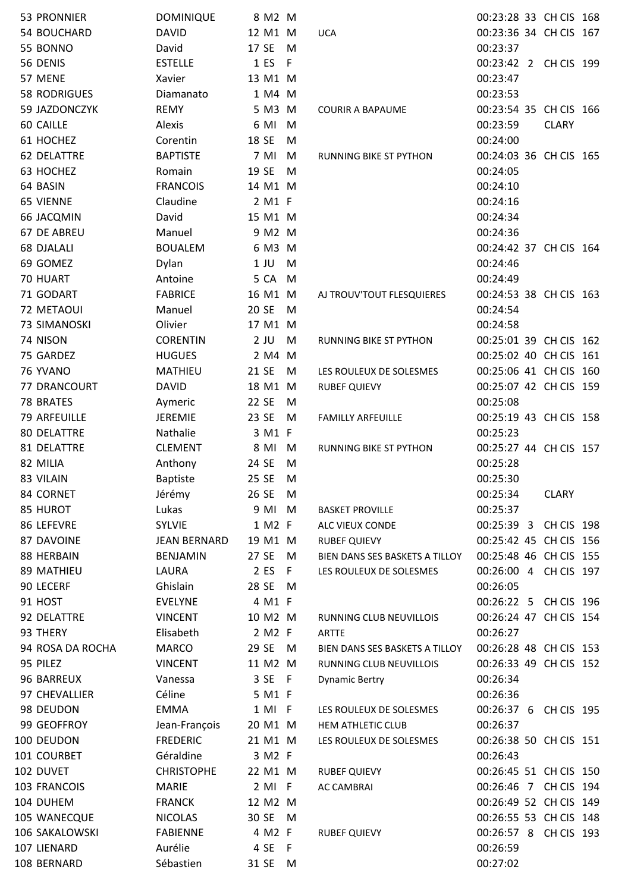| | | | | | | | | | |
|---|---|---|---|---|---|---|---|---|---|
| 53 | PRONNIER | DOMINIQUE | 8 M2 | M | | 00:23:28 | 33 | CH CIS | 168 |
| 54 | BOUCHARD | DAVID | 12 M1 | M | UCA | 00:23:36 | 34 | CH CIS | 167 |
| 55 | BONNO | David | 17 SE | M | | 00:23:37 | | | |
| 56 | DENIS | ESTELLE | 1 ES | F | | 00:23:42 | 2 | CH CIS | 199 |
| 57 | MENE | Xavier | 13 M1 | M | | 00:23:47 | | | |
| 58 | RODRIGUES | Diamanato | 1 M4 | M | | 00:23:53 | | | |
| 59 | JAZDONCZYK | REMY | 5 M3 | M | COURIR A BAPAUME | 00:23:54 | 35 | CH CIS | 166 |
| 60 | CAILLE | Alexis | 6 MI | M | | 00:23:59 | | CLARY | |
| 61 | HOCHEZ | Corentin | 18 SE | M | | 00:24:00 | | | |
| 62 | DELATTRE | BAPTISTE | 7 MI | M | RUNNING BIKE ST PYTHON | 00:24:03 | 36 | CH CIS | 165 |
| 63 | HOCHEZ | Romain | 19 SE | M | | 00:24:05 | | | |
| 64 | BASIN | FRANCOIS | 14 M1 | M | | 00:24:10 | | | |
| 65 | VIENNE | Claudine | 2 M1 | F | | 00:24:16 | | | |
| 66 | JACQMIN | David | 15 M1 | M | | 00:24:34 | | | |
| 67 | DE ABREU | Manuel | 9 M2 | M | | 00:24:36 | | | |
| 68 | DJALALI | BOUALEM | 6 M3 | M | | 00:24:42 | 37 | CH CIS | 164 |
| 69 | GOMEZ | Dylan | 1 JU | M | | 00:24:46 | | | |
| 70 | HUART | Antoine | 5 CA | M | | 00:24:49 | | | |
| 71 | GODART | FABRICE | 16 M1 | M | AJ TROUV'TOUT FLESQUIERES | 00:24:53 | 38 | CH CIS | 163 |
| 72 | METAOUI | Manuel | 20 SE | M | | 00:24:54 | | | |
| 73 | SIMANOSKI | Olivier | 17 M1 | M | | 00:24:58 | | | |
| 74 | NISON | CORENTIN | 2 JU | M | RUNNING BIKE ST PYTHON | 00:25:01 | 39 | CH CIS | 162 |
| 75 | GARDEZ | HUGUES | 2 M4 | M | | 00:25:02 | 40 | CH CIS | 161 |
| 76 | YVANO | MATHIEU | 21 SE | M | LES ROULEUX DE SOLESMES | 00:25:06 | 41 | CH CIS | 160 |
| 77 | DRANCOURT | DAVID | 18 M1 | M | RUBEF QUIEVY | 00:25:07 | 42 | CH CIS | 159 |
| 78 | BRATES | Aymeric | 22 SE | M | | 00:25:08 | | | |
| 79 | ARFEUILLE | JEREMIE | 23 SE | M | FAMILLY ARFEUILLE | 00:25:19 | 43 | CH CIS | 158 |
| 80 | DELATTRE | Nathalie | 3 M1 | F | | 00:25:23 | | | |
| 81 | DELATTRE | CLEMENT | 8 MI | M | RUNNING BIKE ST PYTHON | 00:25:27 | 44 | CH CIS | 157 |
| 82 | MILIA | Anthony | 24 SE | M | | 00:25:28 | | | |
| 83 | VILAIN | Baptiste | 25 SE | M | | 00:25:30 | | | |
| 84 | CORNET | Jérémy | 26 SE | M | | 00:25:34 | | CLARY | |
| 85 | HUROT | Lukas | 9 MI | M | BASKET PROVILLE | 00:25:37 | | | |
| 86 | LEFEVRE | SYLVIE | 1 M2 | F | ALC VIEUX CONDE | 00:25:39 | 3 | CH CIS | 198 |
| 87 | DAVOINE | JEAN BERNARD | 19 M1 | M | RUBEF QUIEVY | 00:25:42 | 45 | CH CIS | 156 |
| 88 | HERBAIN | BENJAMIN | 27 SE | M | BIEN DANS SES BASKETS A TILLOY | 00:25:48 | 46 | CH CIS | 155 |
| 89 | MATHIEU | LAURA | 2 ES | F | LES ROULEUX DE SOLESMES | 00:26:00 | 4 | CH CIS | 197 |
| 90 | LECERF | Ghislain | 28 SE | M | | 00:26:05 | | | |
| 91 | HOST | EVELYNE | 4 M1 | F | | 00:26:22 | 5 | CH CIS | 196 |
| 92 | DELATTRE | VINCENT | 10 M2 | M | RUNNING CLUB NEUVILLOIS | 00:26:24 | 47 | CH CIS | 154 |
| 93 | THERY | Elisabeth | 2 M2 | F | ARTTE | 00:26:27 | | | |
| 94 | ROSA DA ROCHA | MARCO | 29 SE | M | BIEN DANS SES BASKETS A TILLOY | 00:26:28 | 48 | CH CIS | 153 |
| 95 | PILEZ | VINCENT | 11 M2 | M | RUNNING CLUB NEUVILLOIS | 00:26:33 | 49 | CH CIS | 152 |
| 96 | BARREUX | Vanessa | 3 SE | F | Dynamic Bertry | 00:26:34 | | | |
| 97 | CHEVALLIER | Céline | 5 M1 | F | | 00:26:36 | | | |
| 98 | DEUDON | EMMA | 1 MI | F | LES ROULEUX DE SOLESMES | 00:26:37 | 6 | CH CIS | 195 |
| 99 | GEOFFROY | Jean-François | 20 M1 | M | HEM ATHLETIC CLUB | 00:26:37 | | | |
| 100 | DEUDON | FREDERIC | 21 M1 | M | LES ROULEUX DE SOLESMES | 00:26:38 | 50 | CH CIS | 151 |
| 101 | COURBET | Géraldine | 3 M2 | F | | 00:26:43 | | | |
| 102 | DUVET | CHRISTOPHE | 22 M1 | M | RUBEF QUIEVY | 00:26:45 | 51 | CH CIS | 150 |
| 103 | FRANCOIS | MARIE | 2 MI | F | AC CAMBRAI | 00:26:46 | 7 | CH CIS | 194 |
| 104 | DUHEM | FRANCK | 12 M2 | M | | 00:26:49 | 52 | CH CIS | 149 |
| 105 | WANECQUE | NICOLAS | 30 SE | M | | 00:26:55 | 53 | CH CIS | 148 |
| 106 | SAKALOWSKI | FABIENNE | 4 M2 | F | RUBEF QUIEVY | 00:26:57 | 8 | CH CIS | 193 |
| 107 | LIENARD | Aurélie | 4 SE | F | | 00:26:59 | | | |
| 108 | BERNARD | Sébastien | 31 SE | M | | 00:27:02 | | | |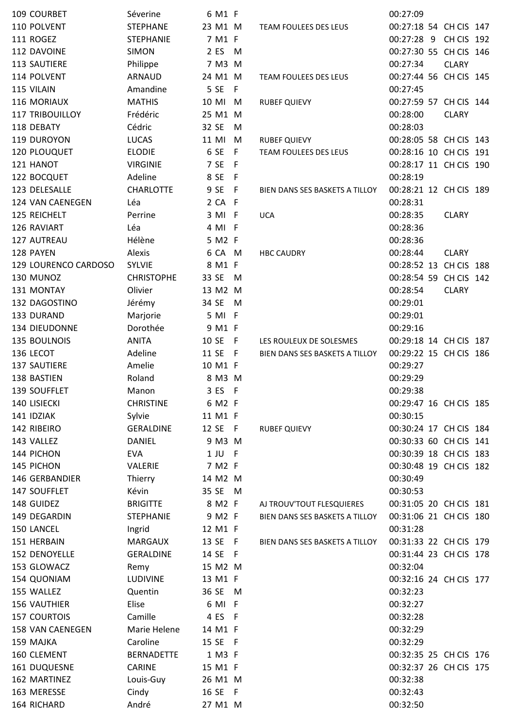| | | | | | | | | | |
|---|---|---|---|---|---|---|---|---|---|
| 109 COURBET | Séverine | 6 | M1 | F | | 00:27:09 | | | |
| 110 POLVENT | STEPHANE | 23 | M1 | M | TEAM FOULEES DES LEUS | 00:27:18 | 54 | CH CIS | 147 |
| 111 ROGEZ | STEPHANIE | 7 | M1 | F | | 00:27:28 | 9 | CH CIS | 192 |
| 112 DAVOINE | SIMON | 2 | ES | M | | 00:27:30 | 55 | CH CIS | 146 |
| 113 SAUTIERE | Philippe | 7 | M3 | M | | 00:27:34 | | CLARY | |
| 114 POLVENT | ARNAUD | 24 | M1 | M | TEAM FOULEES DES LEUS | 00:27:44 | 56 | CH CIS | 145 |
| 115 VILAIN | Amandine | 5 | SE | F | | 00:27:45 | | | |
| 116 MORIAUX | MATHIS | 10 | MI | M | RUBEF QUIEVY | 00:27:59 | 57 | CH CIS | 144 |
| 117 TRIBOUILLOY | Frédéric | 25 | M1 | M | | 00:28:00 | | CLARY | |
| 118 DEBATY | Cédric | 32 | SE | M | | 00:28:03 | | | |
| 119 DUROYON | LUCAS | 11 | MI | M | RUBEF QUIEVY | 00:28:05 | 58 | CH CIS | 143 |
| 120 PLOUQUET | ELODIE | 6 | SE | F | TEAM FOULEES DES LEUS | 00:28:16 | 10 | CH CIS | 191 |
| 121 HANOT | VIRGINIE | 7 | SE | F | | 00:28:17 | 11 | CH CIS | 190 |
| 122 BOCQUET | Adeline | 8 | SE | F | | 00:28:19 | | | |
| 123 DELESALLE | CHARLOTTE | 9 | SE | F | BIEN DANS SES BASKETS A TILLOY | 00:28:21 | 12 | CH CIS | 189 |
| 124 VAN CAENEGEN | Léa | 2 | CA | F | | 00:28:31 | | | |
| 125 REICHELT | Perrine | 3 | MI | F | UCA | 00:28:35 | | CLARY | |
| 126 RAVIART | Léa | 4 | MI | F | | 00:28:36 | | | |
| 127 AUTREAU | Hélène | 5 | M2 | F | | 00:28:36 | | | |
| 128 PAYEN | Alexis | 6 | CA | M | HBC CAUDRY | 00:28:44 | | CLARY | |
| 129 LOURENCO CARDOSO | SYLVIE | 8 | M1 | F | | 00:28:52 | 13 | CH CIS | 188 |
| 130 MUNOZ | CHRISTOPHE | 33 | SE | M | | 00:28:54 | 59 | CH CIS | 142 |
| 131 MONTAY | Olivier | 13 | M2 | M | | 00:28:54 | | CLARY | |
| 132 DAGOSTINO | Jérémy | 34 | SE | M | | 00:29:01 | | | |
| 133 DURAND | Marjorie | 5 | MI | F | | 00:29:01 | | | |
| 134 DIEUDONNE | Dorothée | 9 | M1 | F | | 00:29:16 | | | |
| 135 BOULNOIS | ANITA | 10 | SE | F | LES ROULEUX DE SOLESMES | 00:29:18 | 14 | CH CIS | 187 |
| 136 LECOT | Adeline | 11 | SE | F | BIEN DANS SES BASKETS A TILLOY | 00:29:22 | 15 | CH CIS | 186 |
| 137 SAUTIERE | Amelie | 10 | M1 | F | | 00:29:27 | | | |
| 138 BASTIEN | Roland | 8 | M3 | M | | 00:29:29 | | | |
| 139 SOUFFLET | Manon | 3 | ES | F | | 00:29:38 | | | |
| 140 LISIECKI | CHRISTINE | 6 | M2 | F | | 00:29:47 | 16 | CH CIS | 185 |
| 141 IDZIAK | Sylvie | 11 | M1 | F | | 00:30:15 | | | |
| 142 RIBEIRO | GERALDINE | 12 | SE | F | RUBEF QUIEVY | 00:30:24 | 17 | CH CIS | 184 |
| 143 VALLEZ | DANIEL | 9 | M3 | M | | 00:30:33 | 60 | CH CIS | 141 |
| 144 PICHON | EVA | 1 | JU | F | | 00:30:39 | 18 | CH CIS | 183 |
| 145 PICHON | VALERIE | 7 | M2 | F | | 00:30:48 | 19 | CH CIS | 182 |
| 146 GERBANDIER | Thierry | 14 | M2 | M | | 00:30:49 | | | |
| 147 SOUFFLET | Kévin | 35 | SE | M | | 00:30:53 | | | |
| 148 GUIDEZ | BRIGITTE | 8 | M2 | F | AJ TROUV'TOUT FLESQUIERES | 00:31:05 | 20 | CH CIS | 181 |
| 149 DEGARDIN | STEPHANIE | 9 | M2 | F | BIEN DANS SES BASKETS A TILLOY | 00:31:06 | 21 | CH CIS | 180 |
| 150 LANCEL | Ingrid | 12 | M1 | F | | 00:31:28 | | | |
| 151 HERBAIN | MARGAUX | 13 | SE | F | BIEN DANS SES BASKETS A TILLOY | 00:31:33 | 22 | CH CIS | 179 |
| 152 DENOYELLE | GERALDINE | 14 | SE | F | | 00:31:44 | 23 | CH CIS | 178 |
| 153 GLOWACZ | Remy | 15 | M2 | M | | 00:32:04 | | | |
| 154 QUONIAM | LUDIVINE | 13 | M1 | F | | 00:32:16 | 24 | CH CIS | 177 |
| 155 WALLEZ | Quentin | 36 | SE | M | | 00:32:23 | | | |
| 156 VAUTHIER | Elise | 6 | MI | F | | 00:32:27 | | | |
| 157 COURTOIS | Camille | 4 | ES | F | | 00:32:28 | | | |
| 158 VAN CAENEGEN | Marie Helene | 14 | M1 | F | | 00:32:29 | | | |
| 159 MAJKA | Caroline | 15 | SE | F | | 00:32:29 | | | |
| 160 CLEMENT | BERNADETTE | 1 | M3 | F | | 00:32:35 | 25 | CH CIS | 176 |
| 161 DUQUESNE | CARINE | 15 | M1 | F | | 00:32:37 | 26 | CH CIS | 175 |
| 162 MARTINEZ | Louis-Guy | 26 | M1 | M | | 00:32:38 | | | |
| 163 MERESSE | Cindy | 16 | SE | F | | 00:32:43 | | | |
| 164 RICHARD | André | 27 | M1 | M | | 00:32:50 | | | |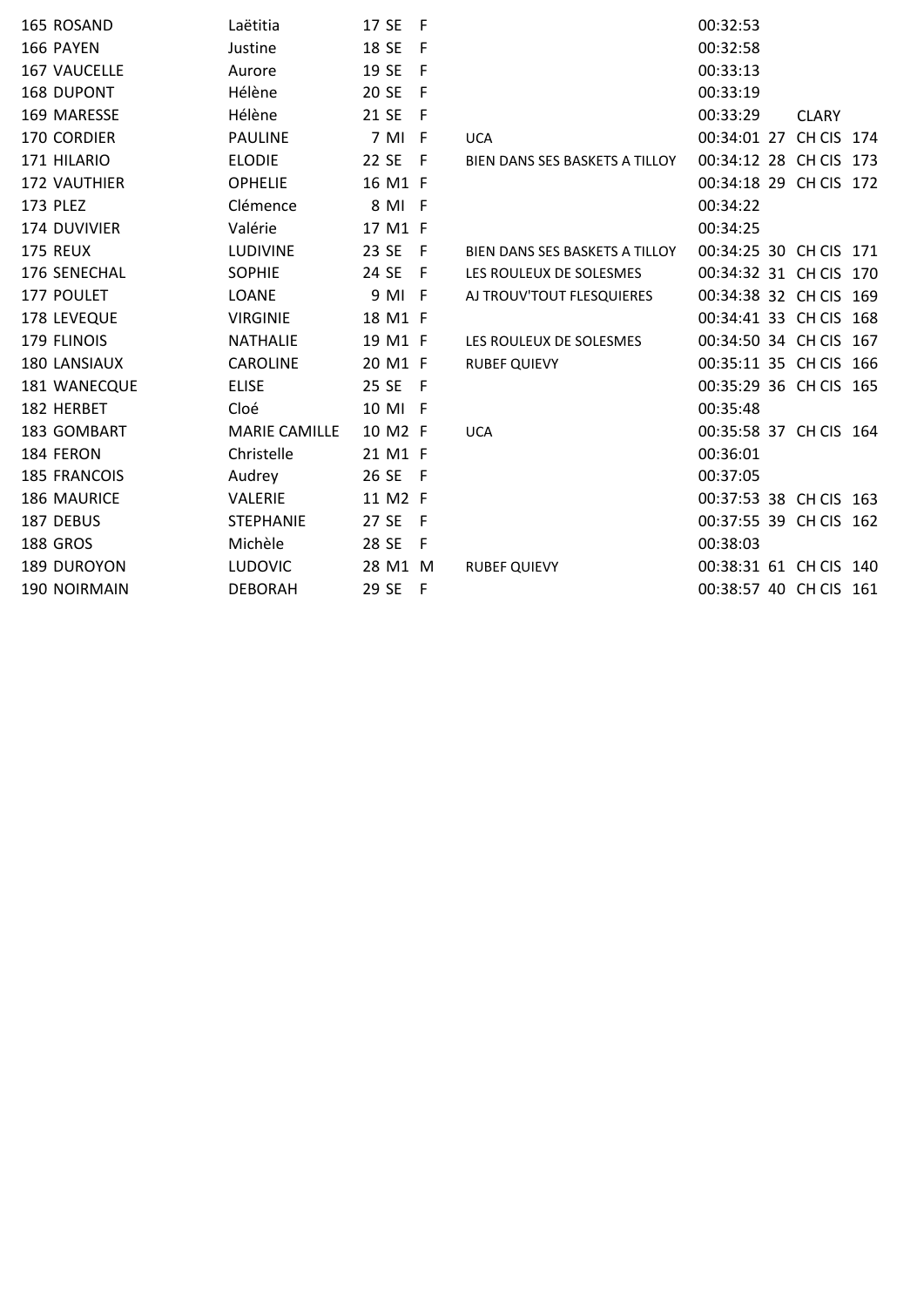| | | | | | | | | | | |
|---|---|---|---|---|---|---|---|---|---|---|
| 165 | ROSAND | Laëtitia | 17 | SE | F | | 00:32:53 | | | |
| 166 | PAYEN | Justine | 18 | SE | F | | 00:32:58 | | | |
| 167 | VAUCELLE | Aurore | 19 | SE | F | | 00:33:13 | | | |
| 168 | DUPONT | Hélène | 20 | SE | F | | 00:33:19 | | | |
| 169 | MARESSE | Hélène | 21 | SE | F | | 00:33:29 | | CLARY | |
| 170 | CORDIER | PAULINE | 7 | MI | F | UCA | 00:34:01 | 27 | CH CIS | 174 |
| 171 | HILARIO | ELODIE | 22 | SE | F | BIEN DANS SES BASKETS A TILLOY | 00:34:12 | 28 | CH CIS | 173 |
| 172 | VAUTHIER | OPHELIE | 16 | M1 | F | | 00:34:18 | 29 | CH CIS | 172 |
| 173 | PLEZ | Clémence | 8 | MI | F | | 00:34:22 | | | |
| 174 | DUVIVIER | Valérie | 17 | M1 | F | | 00:34:25 | | | |
| 175 | REUX | LUDIVINE | 23 | SE | F | BIEN DANS SES BASKETS A TILLOY | 00:34:25 | 30 | CH CIS | 171 |
| 176 | SENECHAL | SOPHIE | 24 | SE | F | LES ROULEUX DE SOLESMES | 00:34:32 | 31 | CH CIS | 170 |
| 177 | POULET | LOANE | 9 | MI | F | AJ TROUV'TOUT FLESQUIERES | 00:34:38 | 32 | CH CIS | 169 |
| 178 | LEVEQUE | VIRGINIE | 18 | M1 | F | | 00:34:41 | 33 | CH CIS | 168 |
| 179 | FLINOIS | NATHALIE | 19 | M1 | F | LES ROULEUX DE SOLESMES | 00:34:50 | 34 | CH CIS | 167 |
| 180 | LANSIAUX | CAROLINE | 20 | M1 | F | RUBEF QUIEVY | 00:35:11 | 35 | CH CIS | 166 |
| 181 | WANECQUE | ELISE | 25 | SE | F | | 00:35:29 | 36 | CH CIS | 165 |
| 182 | HERBET | Cloé | 10 | MI | F | | 00:35:48 | | | |
| 183 | GOMBART | MARIE CAMILLE | 10 | M2 | F | UCA | 00:35:58 | 37 | CH CIS | 164 |
| 184 | FERON | Christelle | 21 | M1 | F | | 00:36:01 | | | |
| 185 | FRANCOIS | Audrey | 26 | SE | F | | 00:37:05 | | | |
| 186 | MAURICE | VALERIE | 11 | M2 | F | | 00:37:53 | 38 | CH CIS | 163 |
| 187 | DEBUS | STEPHANIE | 27 | SE | F | | 00:37:55 | 39 | CH CIS | 162 |
| 188 | GROS | Michèle | 28 | SE | F | | 00:38:03 | | | |
| 189 | DUROYON | LUDOVIC | 28 | M1 | M | RUBEF QUIEVY | 00:38:31 | 61 | CH CIS | 140 |
| 190 | NOIRMAIN | DEBORAH | 29 | SE | F | | 00:38:57 | 40 | CH CIS | 161 |